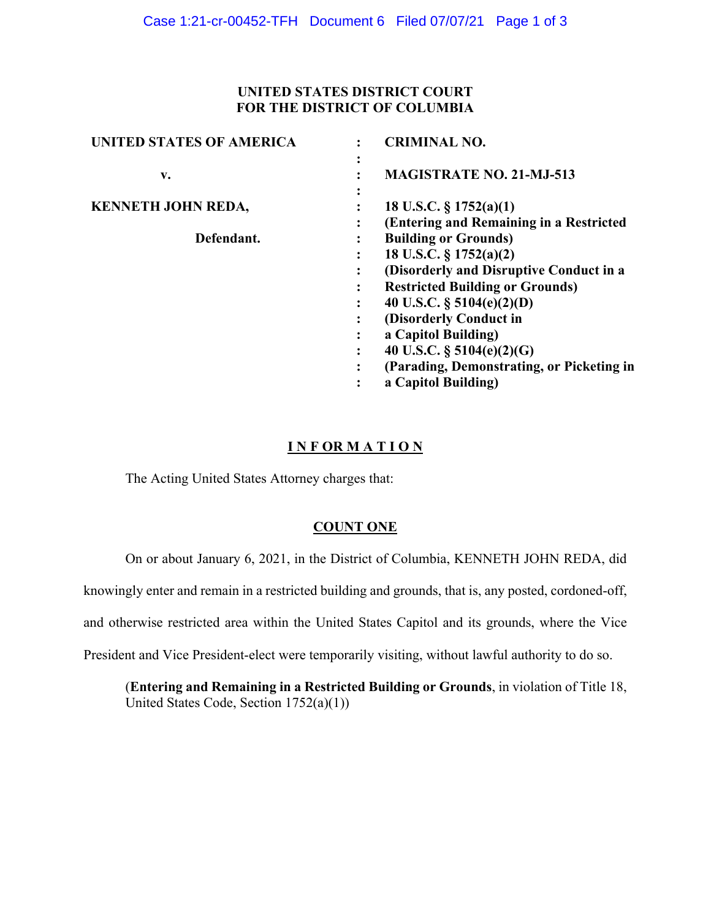**UNITED STATES DISTRICT COURT**
**FOR THE DISTRICT OF COLUMBIA**

| | | |
|---|---|---|
| **UNITED STATES OF AMERICA** | : | **CRIMINAL NO.** |
| | : | |
| **v.** | : | **MAGISTRATE NO. 21-MJ-513** |
| | : | |
| **KENNETH JOHN REDA,** | : | **18 U.S.C. § 1752(a)(1)** |
| | : | **(Entering and Remaining in a Restricted** |
| **Defendant.** | : | **Building or Grounds)** |
| | : | **18 U.S.C. § 1752(a)(2)** |
| | : | **(Disorderly and Disruptive Conduct in a** |
| | : | **Restricted Building or Grounds)** |
| | : | **40 U.S.C. § 5104(e)(2)(D)** |
| | : | **(Disorderly Conduct in** |
| | : | **a Capitol Building)** |
| | : | **40 U.S.C. § 5104(e)(2)(G)** |
| | : | **(Parading, Demonstrating, or Picketing in** |
| | : | **a Capitol Building)** |

## I N F OR M A T I O N

The Acting United States Attorney charges that:

## COUNT ONE

On or about January 6, 2021, in the District of Columbia, KENNETH JOHN REDA, did knowingly enter and remain in a restricted building and grounds, that is, any posted, cordoned-off, and otherwise restricted area within the United States Capitol and its grounds, where the Vice President and Vice President-elect were temporarily visiting, without lawful authority to do so.

(**Entering and Remaining in a Restricted Building or Grounds**, in violation of Title 18, United States Code, Section 1752(a)(1))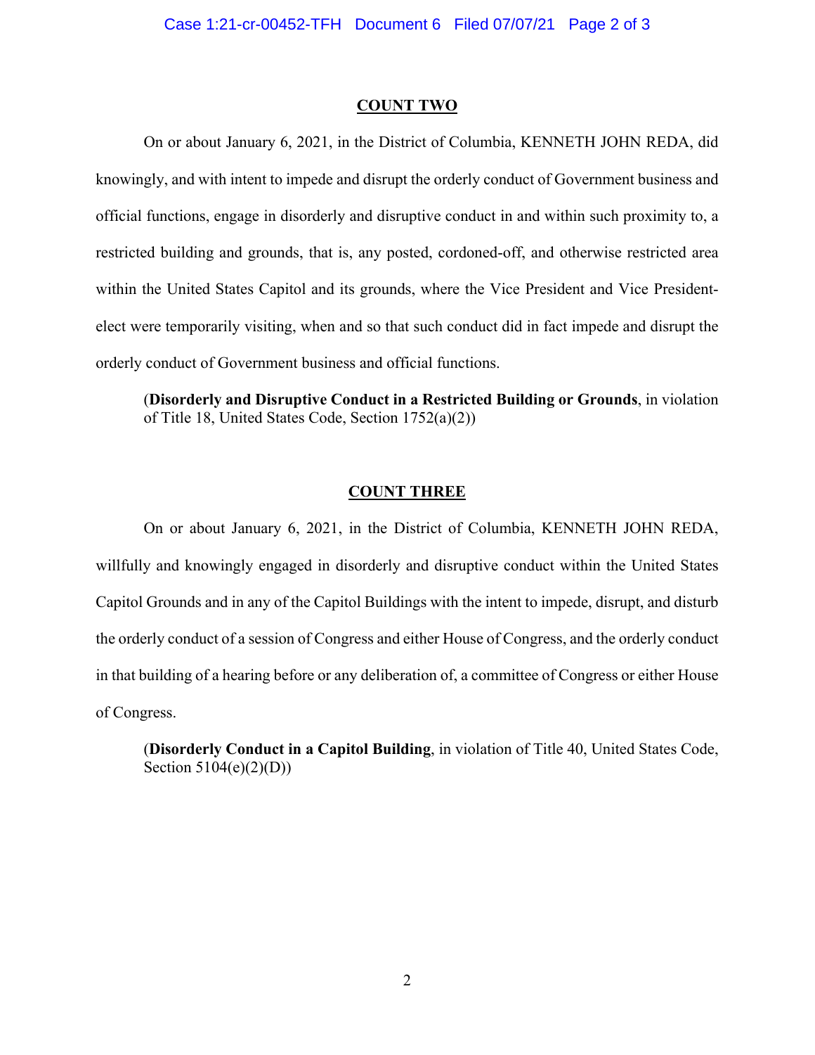## COUNT TWO

On or about January 6, 2021, in the District of Columbia, KENNETH JOHN REDA, did knowingly, and with intent to impede and disrupt the orderly conduct of Government business and official functions, engage in disorderly and disruptive conduct in and within such proximity to, a restricted building and grounds, that is, any posted, cordoned-off, and otherwise restricted area within the United States Capitol and its grounds, where the Vice President and Vice President-elect were temporarily visiting, when and so that such conduct did in fact impede and disrupt the orderly conduct of Government business and official functions.

> (**Disorderly and Disruptive Conduct in a Restricted Building or Grounds**, in violation of Title 18, United States Code, Section 1752(a)(2))

## COUNT THREE

On or about January 6, 2021, in the District of Columbia, KENNETH JOHN REDA, willfully and knowingly engaged in disorderly and disruptive conduct within the United States Capitol Grounds and in any of the Capitol Buildings with the intent to impede, disrupt, and disturb the orderly conduct of a session of Congress and either House of Congress, and the orderly conduct in that building of a hearing before or any deliberation of, a committee of Congress or either House of Congress.

> (**Disorderly Conduct in a Capitol Building**, in violation of Title 40, United States Code, Section 5104(e)(2)(D))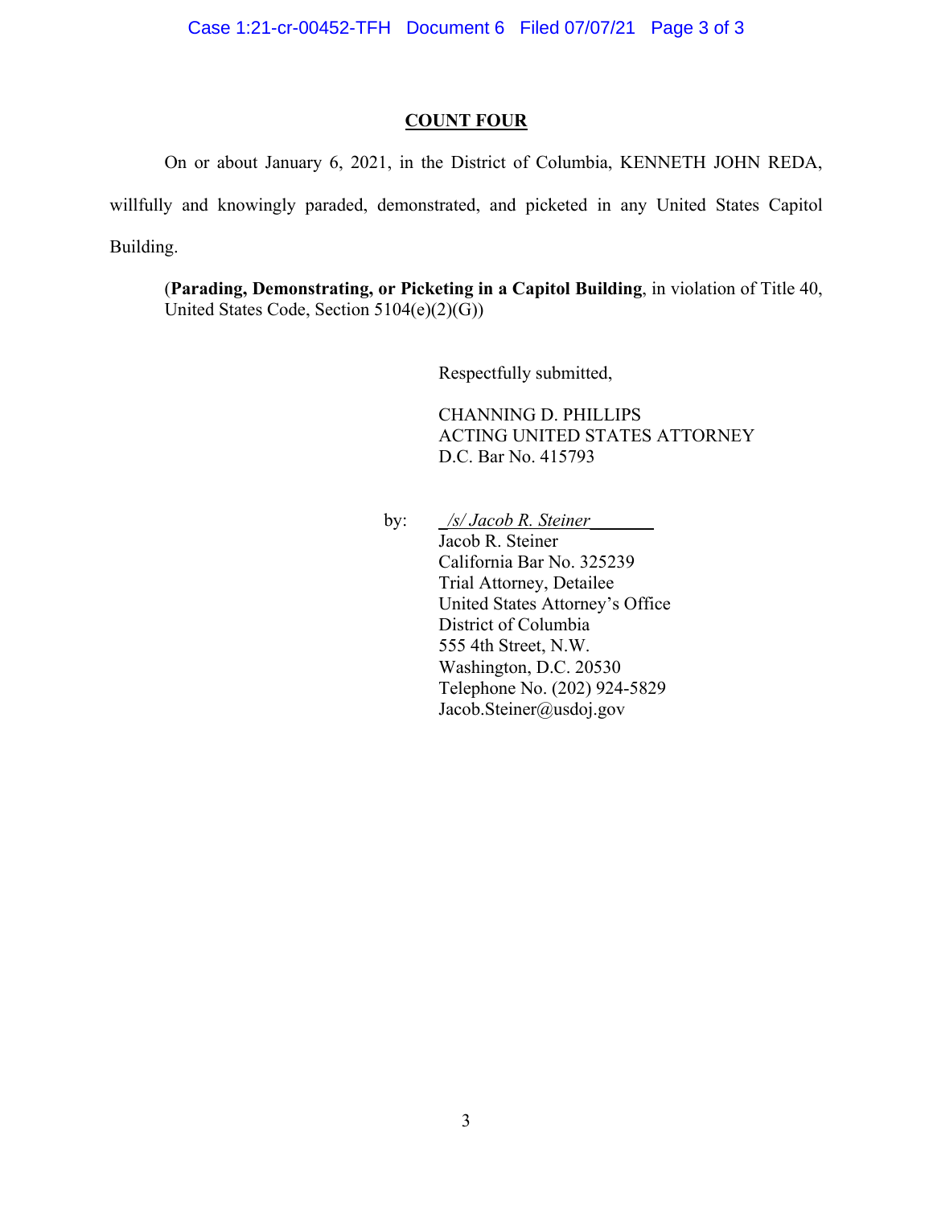## COUNT FOUR

On or about January 6, 2021, in the District of Columbia, KENNETH JOHN REDA, willfully and knowingly paraded, demonstrated, and picketed in any United States Capitol Building.

(**Parading, Demonstrating, or Picketing in a Capitol Building**, in violation of Title 40, United States Code, Section 5104(e)(2)(G))

Respectfully submitted,

CHANNING D. PHILLIPS
ACTING UNITED STATES ATTORNEY
D.C. Bar No. 415793

by: _/s/ Jacob R. Steiner_
Jacob R. Steiner
California Bar No. 325239
Trial Attorney, Detailee
United States Attorney's Office
District of Columbia
555 4th Street, N.W.
Washington, D.C. 20530
Telephone No. (202) 924-5829
Jacob.Steiner@usdoj.gov